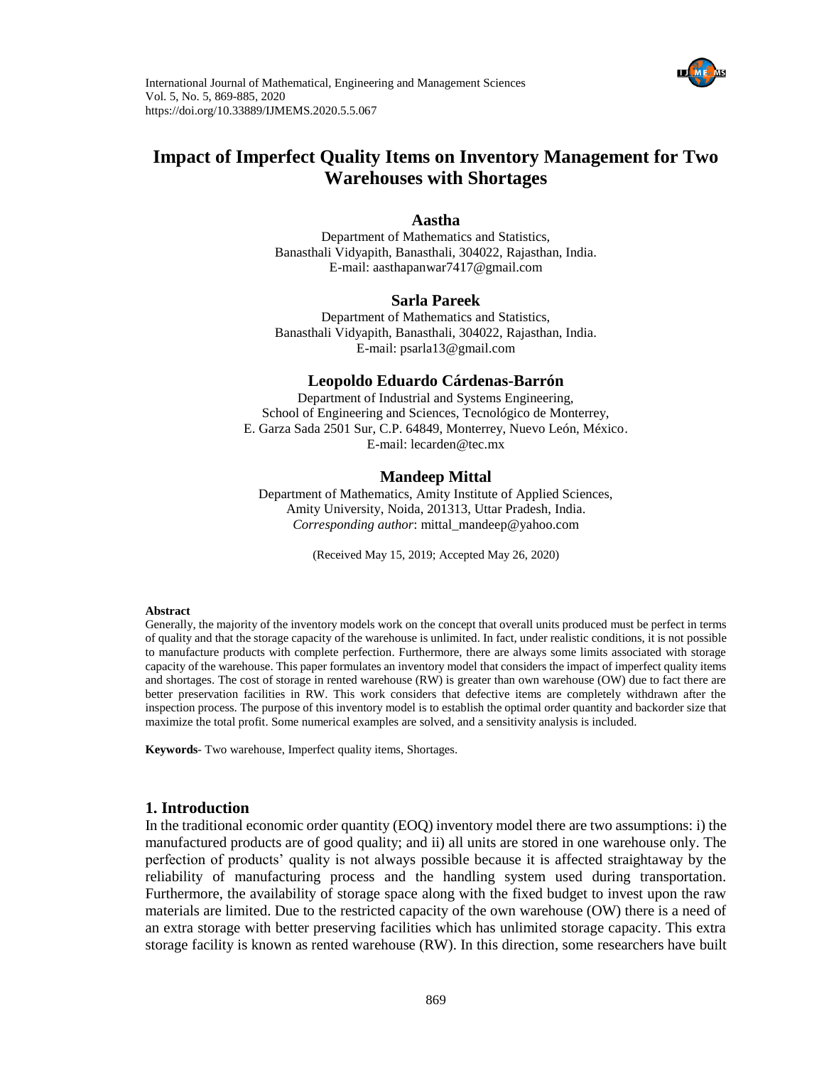# Impact of Imperfect Quality Items on Inventory Management for Two Warehouses with Shortages

**Aastha**

Department of Mathematics and Statistics,
Banasthali Vidyapith, Banasthali, 304022, Rajasthan, India.
E-mail: aasthapanwar7417@gmail.com

**Sarla Pareek**

Department of Mathematics and Statistics,
Banasthali Vidyapith, Banasthali, 304022, Rajasthan, India.
E-mail: psarla13@gmail.com

**Leopoldo Eduardo Cárdenas-Barrón**

Department of Industrial and Systems Engineering,
School of Engineering and Sciences, Tecnológico de Monterrey,
E. Garza Sada 2501 Sur, C.P. 64849, Monterrey, Nuevo León, México.
E-mail: lecarden@tec.mx

**Mandeep Mittal**

Department of Mathematics, Amity Institute of Applied Sciences,
Amity University, Noida, 201313, Uttar Pradesh, India.
*Corresponding author*: mittal_mandeep@yahoo.com

(Received May 15, 2019; Accepted May 26, 2020)

#### Abstract

Generally, the majority of the inventory models work on the concept that overall units produced must be perfect in terms of quality and that the storage capacity of the warehouse is unlimited. In fact, under realistic conditions, it is not possible to manufacture products with complete perfection. Furthermore, there are always some limits associated with storage capacity of the warehouse. This paper formulates an inventory model that considers the impact of imperfect quality items and shortages. The cost of storage in rented warehouse (RW) is greater than own warehouse (OW) due to fact there are better preservation facilities in RW. This work considers that defective items are completely withdrawn after the inspection process. The purpose of this inventory model is to establish the optimal order quantity and backorder size that maximize the total profit. Some numerical examples are solved, and a sensitivity analysis is included.

**Keywords**- Two warehouse, Imperfect quality items, Shortages.

## 1. Introduction

In the traditional economic order quantity (EOQ) inventory model there are two assumptions: i) the manufactured products are of good quality; and ii) all units are stored in one warehouse only. The perfection of products' quality is not always possible because it is affected straightaway by the reliability of manufacturing process and the handling system used during transportation. Furthermore, the availability of storage space along with the fixed budget to invest upon the raw materials are limited. Due to the restricted capacity of the own warehouse (OW) there is a need of an extra storage with better preserving facilities which has unlimited storage capacity. This extra storage facility is known as rented warehouse (RW). In this direction, some researchers have built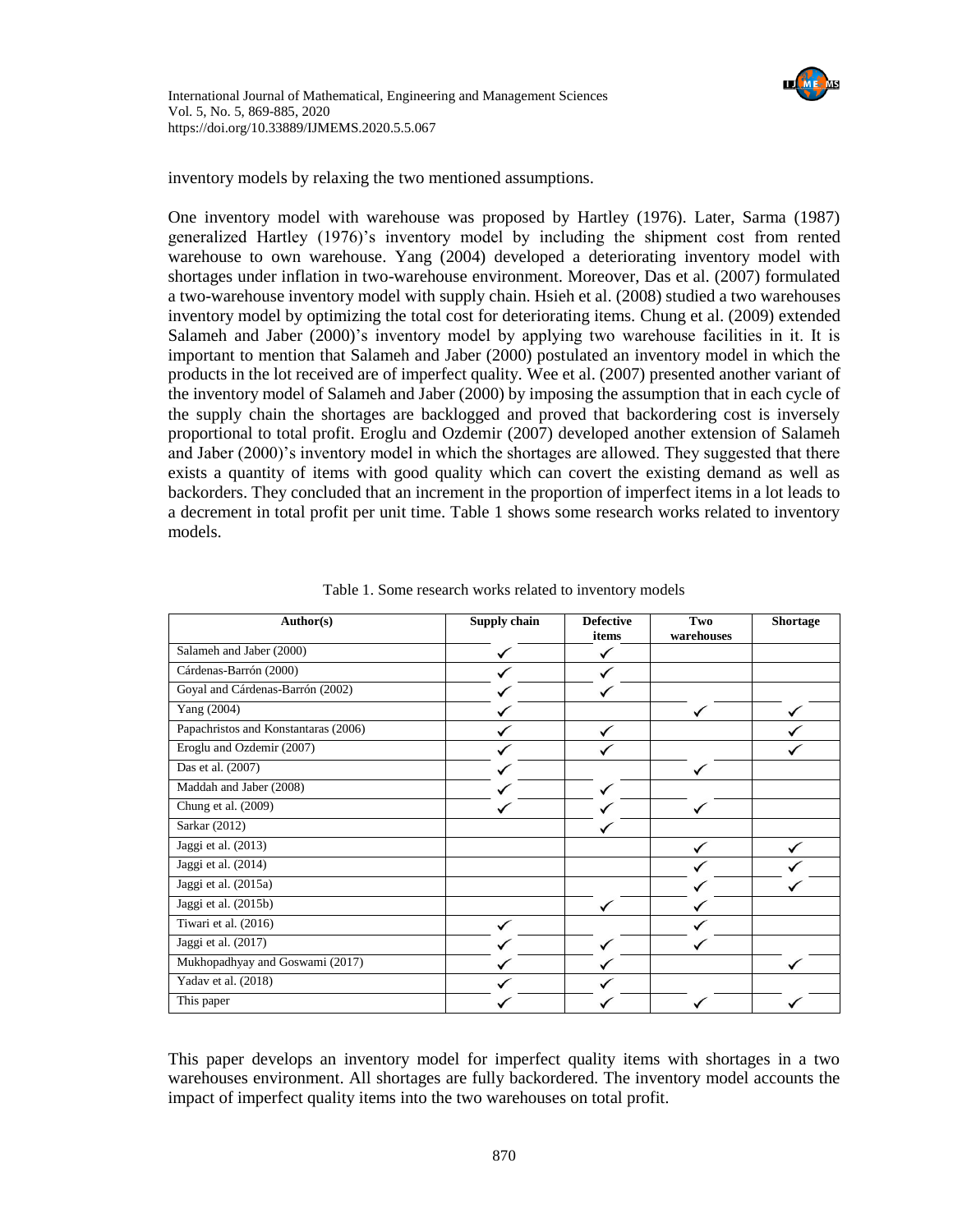inventory models by relaxing the two mentioned assumptions.

One inventory model with warehouse was proposed by Hartley (1976). Later, Sarma (1987) generalized Hartley (1976)'s inventory model by including the shipment cost from rented warehouse to own warehouse. Yang (2004) developed a deteriorating inventory model with shortages under inflation in two-warehouse environment. Moreover, Das et al. (2007) formulated a two-warehouse inventory model with supply chain. Hsieh et al. (2008) studied a two warehouses inventory model by optimizing the total cost for deteriorating items. Chung et al. (2009) extended Salameh and Jaber (2000)'s inventory model by applying two warehouse facilities in it. It is important to mention that Salameh and Jaber (2000) postulated an inventory model in which the products in the lot received are of imperfect quality. Wee et al. (2007) presented another variant of the inventory model of Salameh and Jaber (2000) by imposing the assumption that in each cycle of the supply chain the shortages are backlogged and proved that backordering cost is inversely proportional to total profit. Eroglu and Ozdemir (2007) developed another extension of Salameh and Jaber (2000)'s inventory model in which the shortages are allowed. They suggested that there exists a quantity of items with good quality which can covert the existing demand as well as backorders. They concluded that an increment in the proportion of imperfect items in a lot leads to a decrement in total profit per unit time. Table 1 shows some research works related to inventory models.

Table 1. Some research works related to inventory models

| Author(s) | Supply chain | Defective items | Two warehouses | Shortage |
|---|---|---|---|---|
| Salameh and Jaber (2000) | ✓ | ✓ | | |
| Cárdenas-Barrón (2000) | ✓ | ✓ | | |
| Goyal and Cárdenas-Barrón (2002) | ✓ | ✓ | | |
| Yang (2004) | ✓ | | ✓ | ✓ |
| Papachristos and Konstantaras (2006) | ✓ | ✓ | | ✓ |
| Eroglu and Ozdemir (2007) | ✓ | ✓ | | ✓ |
| Das et al. (2007) | ✓ | | ✓ | |
| Maddah and Jaber (2008) | ✓ | ✓ | | |
| Chung et al. (2009) | ✓ | ✓ | ✓ | |
| Sarkar (2012) | | ✓ | | |
| Jaggi et al. (2013) | | | ✓ | ✓ |
| Jaggi et al. (2014) | | | ✓ | ✓ |
| Jaggi et al. (2015a) | | | ✓ | ✓ |
| Jaggi et al. (2015b) | | ✓ | ✓ | |
| Tiwari et al. (2016) | ✓ | | ✓ | |
| Jaggi et al. (2017) | ✓ | ✓ | ✓ | |
| Mukhopadhyay and Goswami (2017) | ✓ | ✓ | | ✓ |
| Yadav et al. (2018) | ✓ | ✓ | | |
| This paper | ✓ | ✓ | ✓ | ✓ |

This paper develops an inventory model for imperfect quality items with shortages in a two warehouses environment. All shortages are fully backordered. The inventory model accounts the impact of imperfect quality items into the two warehouses on total profit.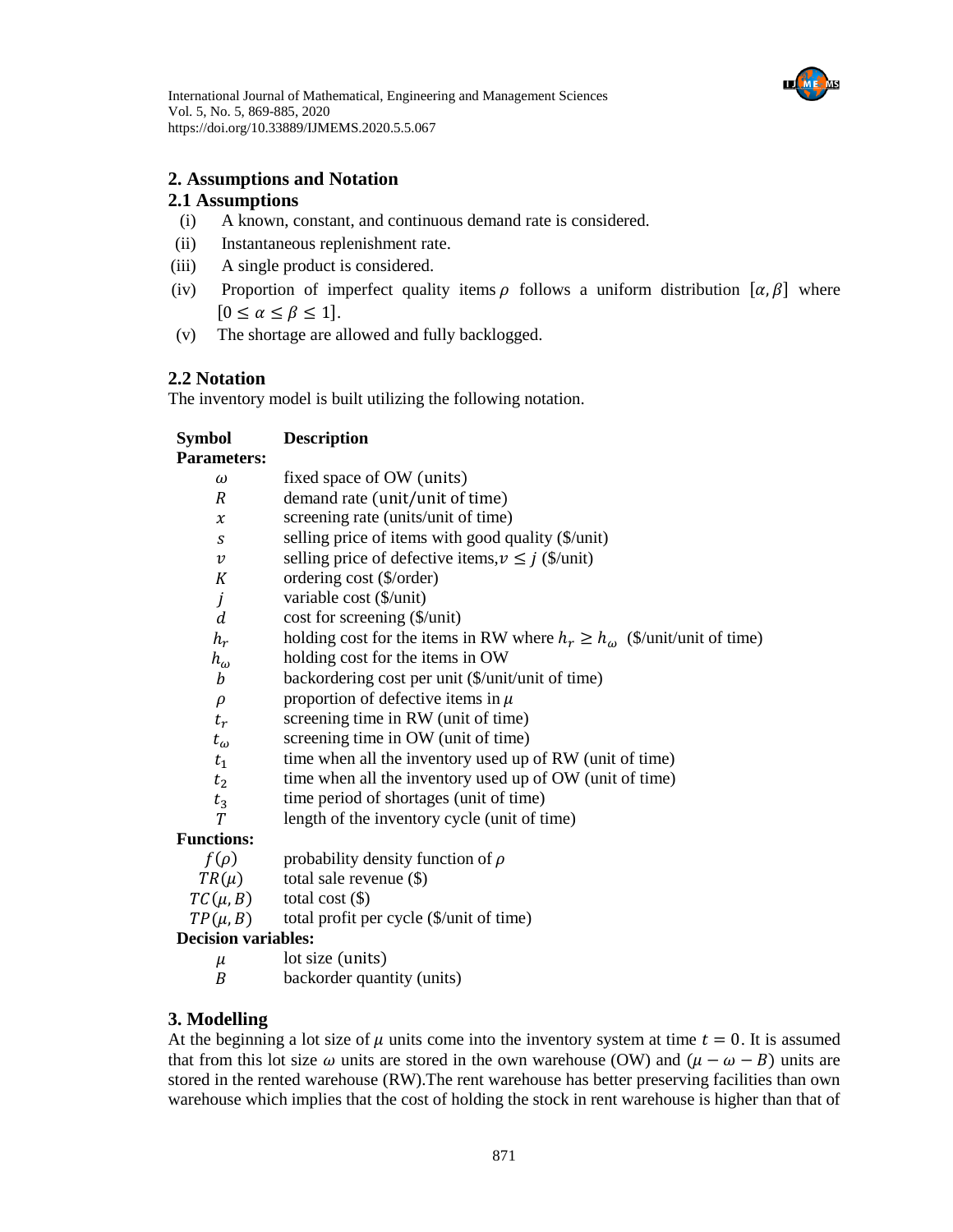## 2. Assumptions and Notation

### 2.1 Assumptions

- (i) A known, constant, and continuous demand rate is considered.
- (ii) Instantaneous replenishment rate.
- (iii) A single product is considered.
- (iv) Proportion of imperfect quality items $\rho$ follows a uniform distribution $[\alpha, \beta]$ where $[0 \leq \alpha \leq \beta \leq 1]$.
- (v) The shortage are allowed and fully backlogged.

### 2.2 Notation

The inventory model is built utilizing the following notation.

| Symbol | Description |
|---|---|
| **Parameters:** | |
| $\omega$ | fixed space of OW (units) |
| $R$ | demand rate (unit/unit of time) |
| $x$ | screening rate (units/unit of time) |
| $s$ | selling price of items with good quality (\$/unit) |
| $v$ | selling price of defective items, $v \leq j$ (\$/unit) |
| $K$ | ordering cost (\$/order) |
| $j$ | variable cost (\$/unit) |
| $d$ | cost for screening (\$/unit) |
| $h_r$ | holding cost for the items in RW where $h_r \geq h_\omega$ (\$/unit/unit of time) |
| $h_\omega$ | holding cost for the items in OW |
| $b$ | backordering cost per unit (\$/unit/unit of time) |
| $\rho$ | proportion of defective items in $\mu$ |
| $t_r$ | screening time in RW (unit of time) |
| $t_\omega$ | screening time in OW (unit of time) |
| $t_1$ | time when all the inventory used up of RW (unit of time) |
| $t_2$ | time when all the inventory used up of OW (unit of time) |
| $t_3$ | time period of shortages (unit of time) |
| $T$ | length of the inventory cycle (unit of time) |
| **Functions:** | |
| $f(\rho)$ | probability density function of $\rho$ |
| $TR(\mu)$ | total sale revenue (\$) |
| $TC(\mu, B)$ | total cost (\$) |
| $TP(\mu, B)$ | total profit per cycle (\$/unit of time) |
| **Decision variables:** | |
| $\mu$ | lot size (units) |
| $B$ | backorder quantity (units) |

## 3. Modelling

At the beginning a lot size of $\mu$ units come into the inventory system at time $t = 0$. It is assumed that from this lot size $\omega$ units are stored in the own warehouse (OW) and $(\mu - \omega - B)$ units are stored in the rented warehouse (RW).The rent warehouse has better preserving facilities than own warehouse which implies that the cost of holding the stock in rent warehouse is higher than that of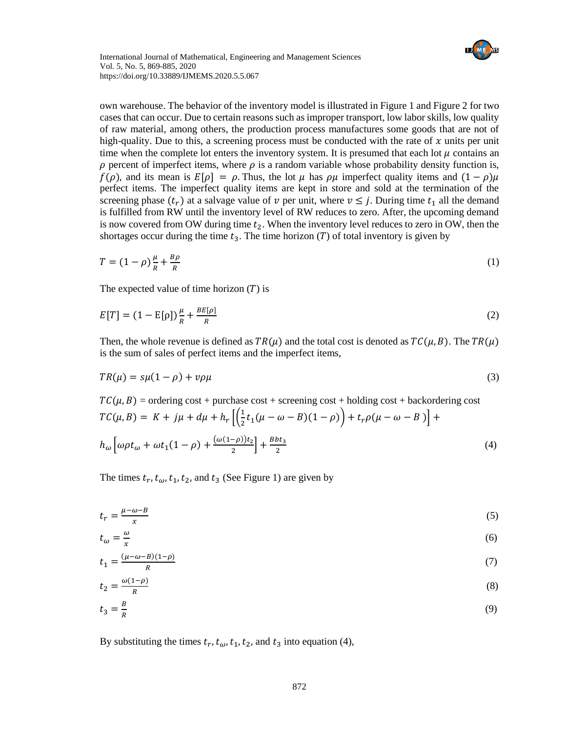own warehouse. The behavior of the inventory model is illustrated in Figure 1 and Figure 2 for two cases that can occur. Due to certain reasons such as improper transport, low labor skills, low quality of raw material, among others, the production process manufactures some goods that are not of high-quality. Due to this, a screening process must be conducted with the rate of $x$ units per unit time when the complete lot enters the inventory system. It is presumed that each lot $\mu$ contains an $\rho$ percent of imperfect items, where $\rho$ is a random variable whose probability density function is, $f(\rho)$, and its mean is $E[\rho] = \rho$. Thus, the lot $\mu$ has $\rho\mu$ imperfect quality items and $(1-\rho)\mu$ perfect items. The imperfect quality items are kept in store and sold at the termination of the screening phase $(t_r)$ at a salvage value of $v$ per unit, where $v \leq j$. During time $t_1$ all the demand is fulfilled from RW until the inventory level of RW reduces to zero. After, the upcoming demand is now covered from OW during time $t_2$. When the inventory level reduces to zero in OW, then the shortages occur during the time $t_3$. The time horizon $(T)$ of total inventory is given by

$$T = (1-\rho)\frac{\mu}{R} + \frac{B\rho}{R} \tag{1}$$

The expected value of time horizon $(T)$ is

$$E[T] = (1-\mathrm{E}[\rho])\frac{\mu}{R} + \frac{BE[\rho]}{R} \tag{2}$$

Then, the whole revenue is defined as $TR(\mu)$ and the total cost is denoted as $TC(\mu, B)$. The $TR(\mu)$ is the sum of sales of perfect items and the imperfect items,

$$TR(\mu) = s\mu(1-\rho) + v\rho\mu \tag{3}$$

$TC(\mu, B)$ = ordering cost + purchase cost + screening cost + holding cost + backordering cost

$$TC(\mu, B) = K + j\mu + d\mu + h_r\left[\left(\frac{1}{2}t_1(\mu-\omega-B)(1-\rho)\right) + t_r\rho(\mu-\omega-B)\right] +$$

$$h_\omega\left[\omega\rho t_\omega + \omega t_1(1-\rho) + \frac{(\omega(1-\rho))t_2}{2}\right] + \frac{Bbt_3}{2} \tag{4}$$

The times $t_r$, $t_\omega$, $t_1$, $t_2$, and $t_3$ (See Figure 1) are given by

$$t_r = \frac{\mu-\omega-B}{x} \tag{5}$$

$$t_\omega = \frac{\omega}{x} \tag{6}$$

$$t_1 = \frac{(\mu-\omega-B)(1-\rho)}{R} \tag{7}$$

$$t_2 = \frac{\omega(1-\rho)}{R} \tag{8}$$

$$t_3 = \frac{B}{R} \tag{9}$$

By substituting the times $t_r$, $t_\omega$, $t_1$, $t_2$, and $t_3$ into equation (4),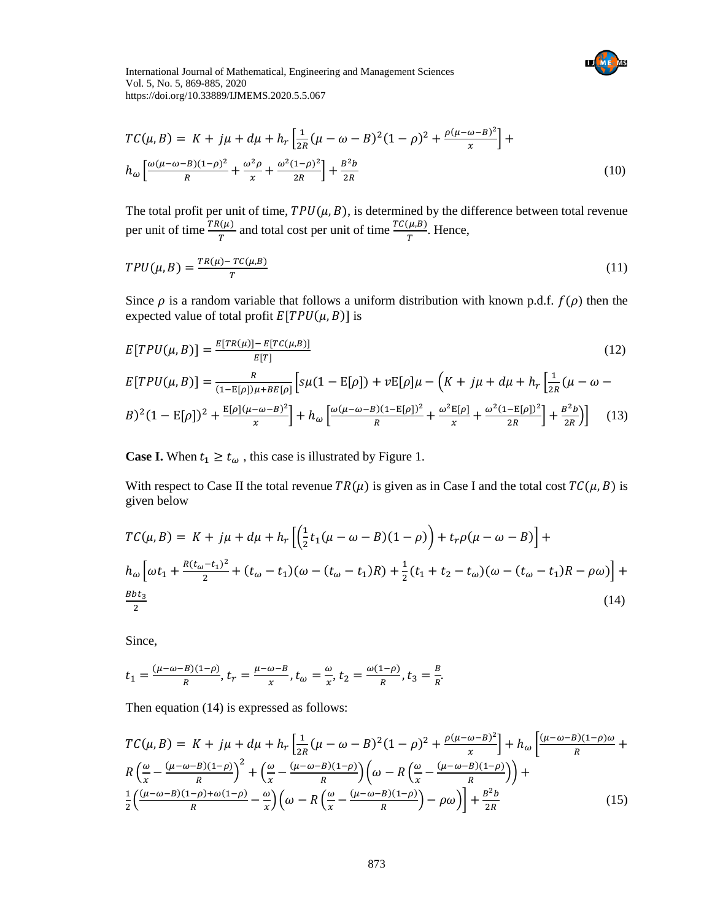$$TC(\mu, B) = K + j\mu + d\mu + h_r\left[\frac{1}{2R}(\mu-\omega-B)^2(1-\rho)^2 + \frac{\rho(\mu-\omega-B)^2}{x}\right] + h_\omega\left[\frac{\omega(\mu-\omega-B)(1-\rho)^2}{R} + \frac{\omega^2\rho}{x} + \frac{\omega^2(1-\rho)^2}{2R}\right] + \frac{B^2 b}{2R} \tag{10}$$

The total profit per unit of time, $TPU(\mu, B)$, is determined by the difference between total revenue per unit of time $\frac{TR(\mu)}{T}$ and total cost per unit of time $\frac{TC(\mu,B)}{T}$. Hence,

$$TPU(\mu, B) = \frac{TR(\mu) - TC(\mu,B)}{T} \tag{11}$$

Since $\rho$ is a random variable that follows a uniform distribution with known p.d.f. $f(\rho)$ then the expected value of total profit $E[TPU(\mu, B)]$ is

$$E[TPU(\mu, B)] = \frac{E[TR(\mu)] - E[TC(\mu,B)]}{E[T]} \tag{12}$$

$$E[TPU(\mu, B)] = \frac{R}{(1-\mathrm{E}[\rho])\mu + B\mathrm{E}[\rho]}\Big[s\mu(1-\mathrm{E}[\rho]) + v\mathrm{E}[\rho]\mu - \Big(K + j\mu + d\mu + h_r\Big[\frac{1}{2R}(\mu-\omega-B)^2(1-\mathrm{E}[\rho])^2 + \frac{\mathrm{E}[\rho](\mu-\omega-B)^2}{x}\Big] + h_\omega\Big[\frac{\omega(\mu-\omega-B)(1-\mathrm{E}[\rho])^2}{R} + \frac{\omega^2\mathrm{E}[\rho]}{x} + \frac{\omega^2(1-\mathrm{E}[\rho])^2}{2R}\Big] + \frac{B^2 b}{2R}\Big)\Big] \tag{13}$$

**Case I.** When $t_1 \geq t_\omega$ , this case is illustrated by Figure 1.

With respect to Case II the total revenue $TR(\mu)$ is given as in Case I and the total cost $TC(\mu, B)$ is given below

$$TC(\mu, B) = K + j\mu + d\mu + h_r\left[\left(\frac{1}{2}t_1(\mu-\omega-B)(1-\rho)\right) + t_r\rho(\mu-\omega-B)\right] + h_\omega\left[\omega t_1 + \frac{R(t_\omega-t_1)^2}{2} + (t_\omega-t_1)(\omega-(t_\omega-t_1)R) + \frac{1}{2}(t_1+t_2-t_\omega)(\omega-(t_\omega-t_1)R-\rho\omega)\right] + \frac{Bbt_3}{2} \tag{14}$$

Since,

$$t_1 = \frac{(\mu-\omega-B)(1-\rho)}{R}, t_r = \frac{\mu-\omega-B}{x}, t_\omega = \frac{\omega}{x}, t_2 = \frac{\omega(1-\rho)}{R}, t_3 = \frac{B}{R}.$$

Then equation (14) is expressed as follows:

$$TC(\mu, B) = K + j\mu + d\mu + h_r\left[\frac{1}{2R}(\mu-\omega-B)^2(1-\rho)^2 + \frac{\rho(\mu-\omega-B)^2}{x}\right] + h_\omega\Big[\frac{(\mu-\omega-B)(1-\rho)\omega}{R} + R\left(\frac{\omega}{x} - \frac{(\mu-\omega-B)(1-\rho)}{R}\right)^2 + \left(\frac{\omega}{x} - \frac{(\mu-\omega-B)(1-\rho)}{R}\right)\left(\omega - R\left(\frac{\omega}{x} - \frac{(\mu-\omega-B)(1-\rho)}{R}\right)\right) + \frac{1}{2}\left(\frac{(\mu-\omega-B)(1-\rho)+\omega(1-\rho)}{R} - \frac{\omega}{x}\right)\left(\omega - R\left(\frac{\omega}{x} - \frac{(\mu-\omega-B)(1-\rho)}{R}\right) - \rho\omega\right)\Big] + \frac{B^2 b}{2R} \tag{15}$$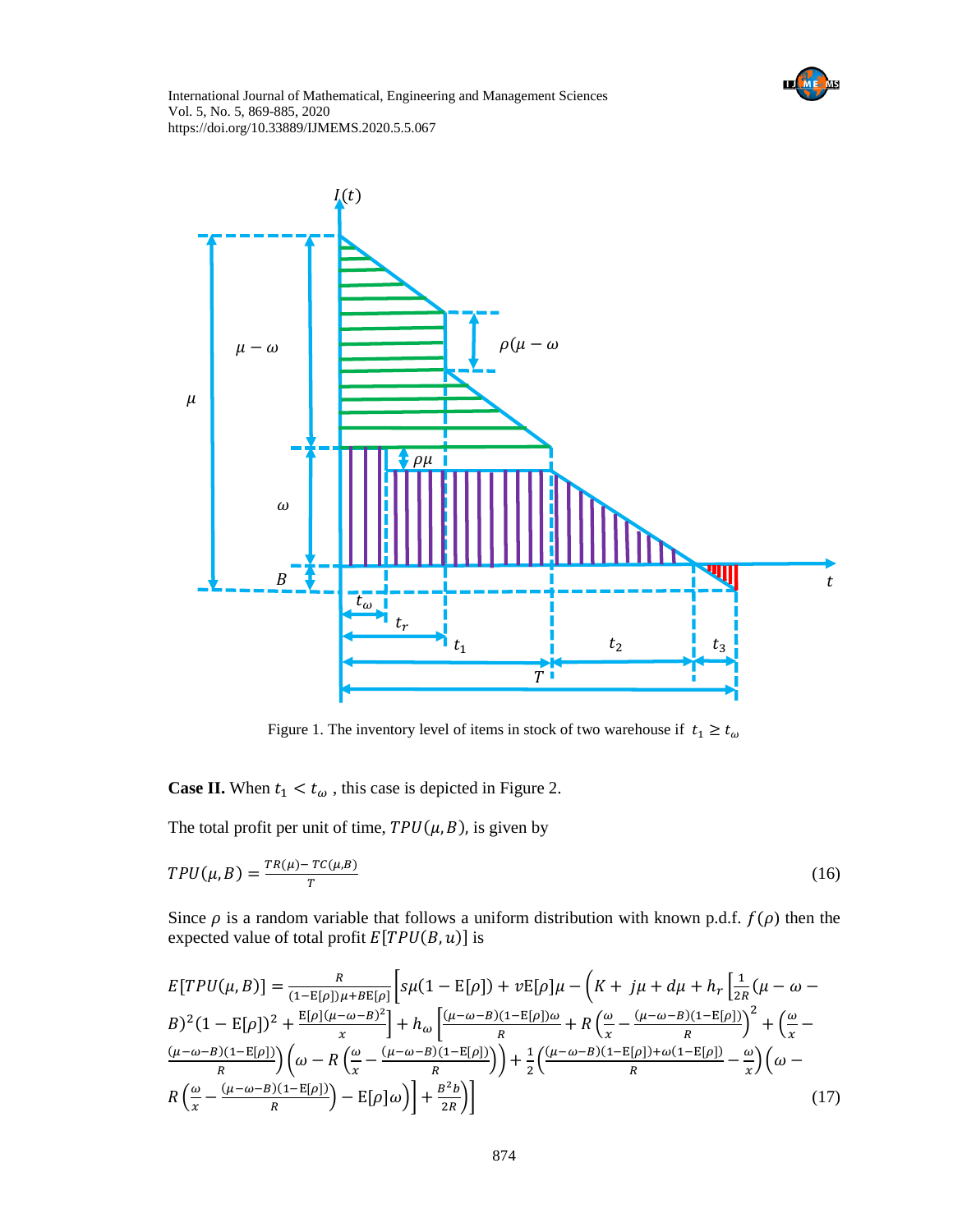Figure 1. The inventory level of items in stock of two warehouse if $t_1 \geq t_\omega$

**Case II.** When $t_1 < t_\omega$ , this case is depicted in Figure 2.

The total profit per unit of time, $TPU(\mu, B)$, is given by

$$TPU(\mu, B) = \frac{TR(\mu) - TC(\mu,B)}{T} \tag{16}$$

Since $\rho$ is a random variable that follows a uniform distribution with known p.d.f. $f(\rho)$ then the expected value of total profit $E[TPU(B, u)]$ is

$$E[TPU(\mu, B)] = \frac{R}{(1-\mathrm{E}[\rho])\mu + B\mathrm{E}[\rho]}\Bigg[s\mu(1-\mathrm{E}[\rho]) + v\mathrm{E}[\rho]\mu - \Bigg(K + j\mu + d\mu + h_r\left[\frac{1}{2R}(\mu-\omega-B)^2(1-\mathrm{E}[\rho])^2 + \frac{\mathrm{E}[\rho](\mu-\omega-B)^2}{x}\right] + h_\omega\left[\frac{(\mu-\omega-B)(1-\mathrm{E}[\rho])\omega}{R} + R\left(\frac{\omega}{x} - \frac{(\mu-\omega-B)(1-\mathrm{E}[\rho])}{R}\right)^2 + \left(\frac{\omega}{x} - \frac{(\mu-\omega-B)(1-\mathrm{E}[\rho])}{R}\right)\left(\omega - R\left(\frac{\omega}{x} - \frac{(\mu-\omega-B)(1-\mathrm{E}[\rho])}{R}\right)\right) + \frac{1}{2}\left(\frac{(\mu-\omega-B)(1-\mathrm{E}[\rho]) + \omega(1-\mathrm{E}[\rho])}{R} - \frac{\omega}{x}\right)\left(\omega - R\left(\frac{\omega}{x} - \frac{(\mu-\omega-B)(1-\mathrm{E}[\rho])}{R}\right) - \mathrm{E}[\rho]\omega\right)\right] + \frac{B^2 b}{2R}\Bigg)\Bigg] \tag{17}$$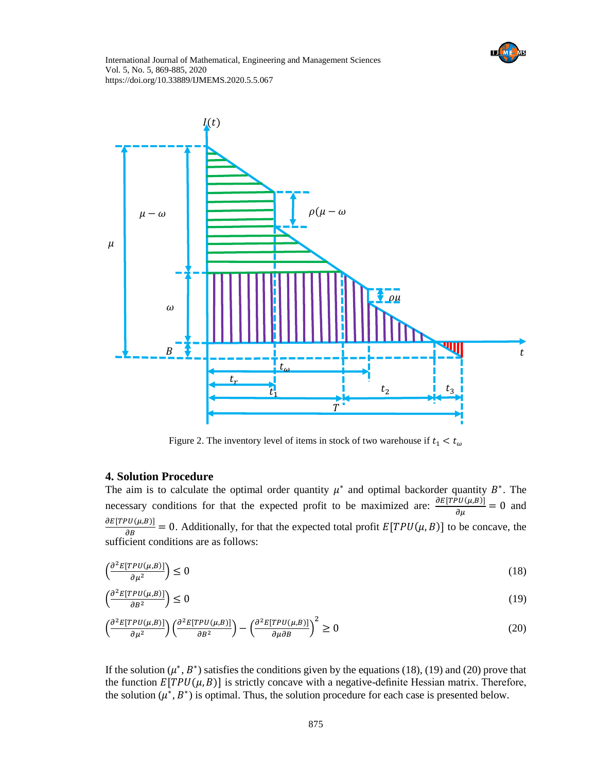Figure 2. The inventory level of items in stock of two warehouse if $t_1 < t_\omega$

## 4. Solution Procedure

The aim is to calculate the optimal order quantity $\mu^*$ and optimal backorder quantity $B^*$. The necessary conditions for that the expected profit to be maximized are: $\frac{\partial E[TPU(\mu,B)]}{\partial \mu} = 0$ and $\frac{\partial E[TPU(\mu,B)]}{\partial B} = 0$. Additionally, for that the expected total profit $E[TPU(\mu, B)]$ to be concave, the sufficient conditions are as follows:

$$\left(\frac{\partial^2 E[TPU(\mu,B)]}{\partial \mu^2}\right) \leq 0 \tag{18}$$

$$\left(\frac{\partial^2 E[TPU(\mu,B)]}{\partial B^2}\right) \leq 0 \tag{19}$$

$$\left(\frac{\partial^2 E[TPU(\mu,B)]}{\partial \mu^2}\right)\left(\frac{\partial^2 E[TPU(\mu,B)]}{\partial B^2}\right) - \left(\frac{\partial^2 E[TPU(\mu,B)]}{\partial \mu \partial B}\right)^2 \geq 0 \tag{20}$$

If the solution $(\mu^*, B^*)$ satisfies the conditions given by the equations (18), (19) and (20) prove that the function $E[TPU(\mu, B)]$ is strictly concave with a negative-definite Hessian matrix. Therefore, the solution $(\mu^*, B^*)$ is optimal. Thus, the solution procedure for each case is presented below.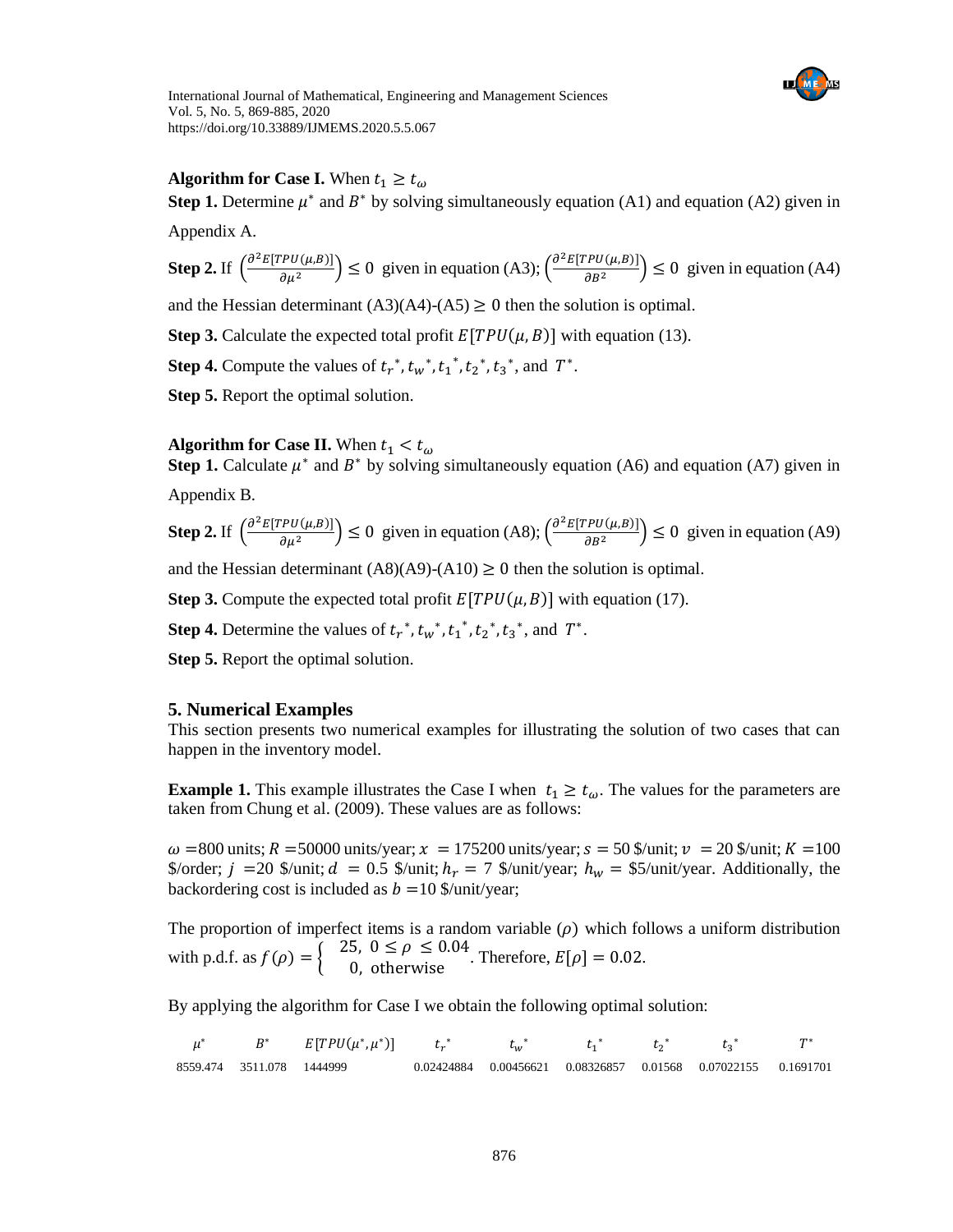**Algorithm for Case I.** When $t_1 \geq t_\omega$

**Step 1.** Determine $\mu^*$ and $B^*$ by solving simultaneously equation (A1) and equation (A2) given in Appendix A.

**Step 2.** If $\left(\frac{\partial^2 E[TPU(\mu,B)]}{\partial \mu^2}\right) \leq 0$ given in equation (A3); $\left(\frac{\partial^2 E[TPU(\mu,B)]}{\partial B^2}\right) \leq 0$ given in equation (A4) and the Hessian determinant (A3)(A4)-(A5) $\geq 0$ then the solution is optimal.

**Step 3.** Calculate the expected total profit $E[TPU(\mu, B)]$ with equation (13).

**Step 4.** Compute the values of $t_r{}^*, t_w{}^*, t_1{}^*, t_2{}^*, t_3{}^*$, and $T^*$.

**Step 5.** Report the optimal solution.

**Algorithm for Case II.** When $t_1 < t_\omega$

**Step 1.** Calculate $\mu^*$ and $B^*$ by solving simultaneously equation (A6) and equation (A7) given in Appendix B.

**Step 2.** If $\left(\frac{\partial^2 E[TPU(\mu,B)]}{\partial \mu^2}\right) \leq 0$ given in equation (A8); $\left(\frac{\partial^2 E[TPU(\mu,B)]}{\partial B^2}\right) \leq 0$ given in equation (A9) and the Hessian determinant (A8)(A9)-(A10) $\geq 0$ then the solution is optimal.

**Step 3.** Compute the expected total profit $E[TPU(\mu, B)]$ with equation (17).

**Step 4.** Determine the values of $t_r{}^*, t_w{}^*, t_1{}^*, t_2{}^*, t_3{}^*$, and $T^*$.

**Step 5.** Report the optimal solution.

## 5. Numerical Examples

This section presents two numerical examples for illustrating the solution of two cases that can happen in the inventory model.

**Example 1.** This example illustrates the Case I when $t_1 \geq t_\omega$. The values for the parameters are taken from Chung et al. (2009). These values are as follows:

$\omega$ =800 units; $R$ =50000 units/year; $x$ = 175200 units/year; $s$ = 50 \$/unit; $v$ = 20 \$/unit; $K$ =100 \$/order; $j$ =20 \$/unit; $d$ = 0.5 \$/unit; $h_r$ = 7 \$/unit/year; $h_w$ = \$5/unit/year. Additionally, the backordering cost is included as $b$ =10 \$/unit/year;

The proportion of imperfect items is a random variable ($\rho$) which follows a uniform distribution with p.d.f. as $f(\rho) = \begin{cases} 25, & 0 \leq \rho \leq 0.04 \\ 0, & \text{otherwise} \end{cases}$. Therefore, $E[\rho] = 0.02$.

By applying the algorithm for Case I we obtain the following optimal solution:

| $\mu^*$ | $B^*$ | $E[TPU(\mu^*, \mu^*)]$ | $t_r{}^*$ | $t_w{}^*$ | $t_1{}^*$ | $t_2{}^*$ | $t_3{}^*$ | $T^*$ |
|---|---|---|---|---|---|---|---|---|
| 8559.474 | 3511.078 | 1444999 | 0.02424884 | 0.00456621 | 0.08326857 | 0.01568 | 0.07022155 | 0.1691701 |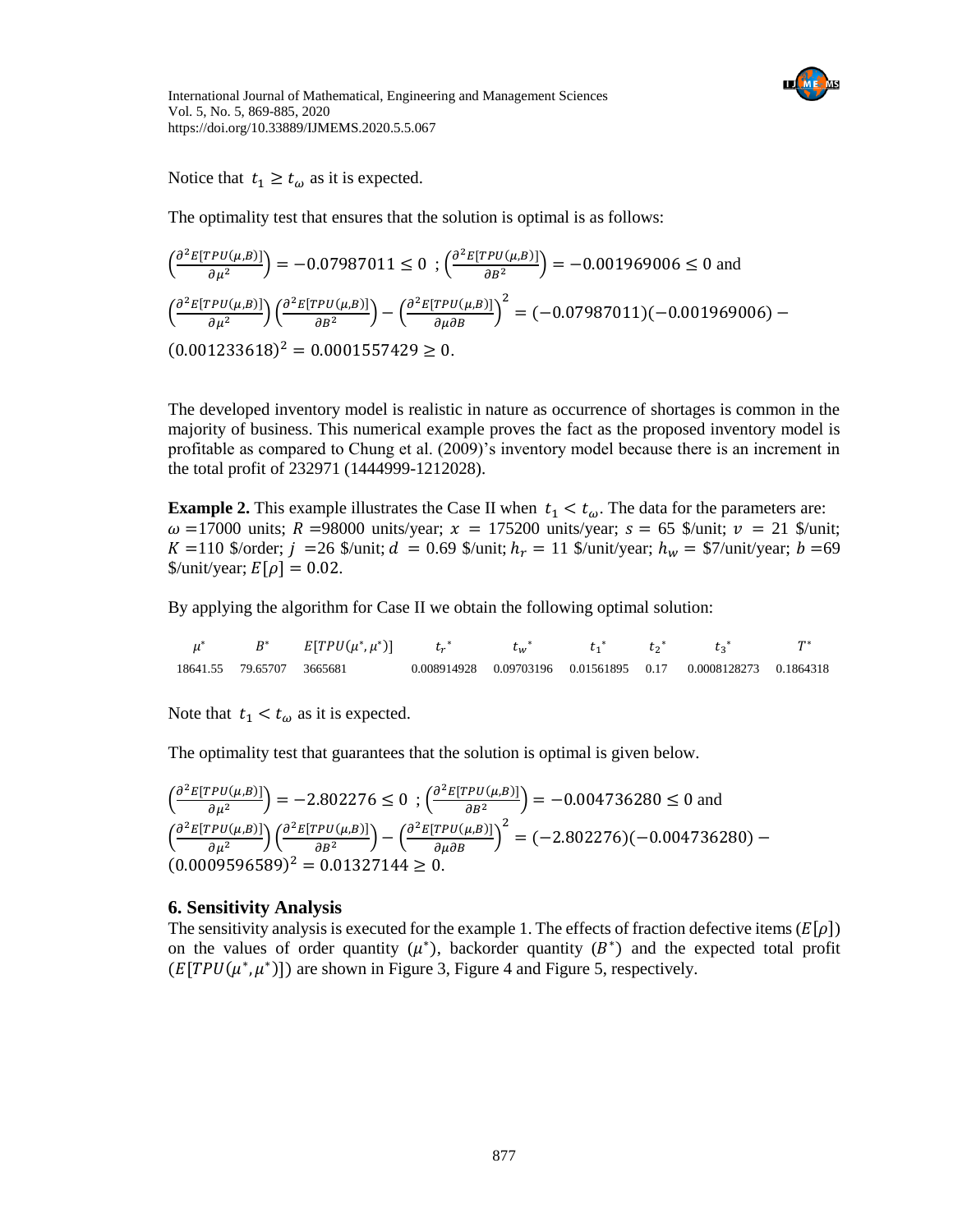Notice that $t_1 \geq t_\omega$ as it is expected.

The optimality test that ensures that the solution is optimal is as follows:

$$\left(\frac{\partial^2 E[TPU(\mu,B)]}{\partial \mu^2}\right) = -0.07987011 \leq 0 \; ; \left(\frac{\partial^2 E[TPU(\mu,B)]}{\partial B^2}\right) = -0.001969006 \leq 0 \text{ and}$$

$$\left(\frac{\partial^2 E[TPU(\mu,B)]}{\partial \mu^2}\right)\left(\frac{\partial^2 E[TPU(\mu,B)]}{\partial B^2}\right) - \left(\frac{\partial^2 E[TPU(\mu,B)]}{\partial \mu \partial B}\right)^2 = (-0.07987011)(-0.001969006) - (0.001233618)^2 = 0.0001557429 \geq 0.$$

The developed inventory model is realistic in nature as occurrence of shortages is common in the majority of business. This numerical example proves the fact as the proposed inventory model is profitable as compared to Chung et al. (2009)'s inventory model because there is an increment in the total profit of 232971 (1444999-1212028).

**Example 2.** This example illustrates the Case II when $t_1 < t_\omega$. The data for the parameters are: $\omega$ =17000 units; $R$ =98000 units/year; $x$ = 175200 units/year; $s$ = 65 \$/unit; $v$ = 21 \$/unit; $K$ =110 \$/order; $j$ =26 \$/unit; $d$ = 0.69 \$/unit; $h_r$ = 11 \$/unit/year; $h_w$ = \$7/unit/year; $b$ =69 \$/unit/year; $E[\rho]$ = 0.02.

By applying the algorithm for Case II we obtain the following optimal solution:

| $\mu^*$ | $B^*$ | $E[TPU(\mu^*,\mu^*)]$ | $t_r^*$ | $t_w^*$ | $t_1^*$ | $t_2^*$ | $t_3^*$ | $T^*$ |
|---|---|---|---|---|---|---|---|---|
| 18641.55 | 79.65707 | 3665681 | 0.008914928 | 0.09703196 | 0.01561895 | 0.17 | 0.0008128273 | 0.1864318 |

Note that $t_1 < t_\omega$ as it is expected.

The optimality test that guarantees that the solution is optimal is given below.

$$\left(\frac{\partial^2 E[TPU(\mu,B)]}{\partial \mu^2}\right) = -2.802276 \leq 0 \; ; \left(\frac{\partial^2 E[TPU(\mu,B)]}{\partial B^2}\right) = -0.004736280 \leq 0 \text{ and}$$

$$\left(\frac{\partial^2 E[TPU(\mu,B)]}{\partial \mu^2}\right)\left(\frac{\partial^2 E[TPU(\mu,B)]}{\partial B^2}\right) - \left(\frac{\partial^2 E[TPU(\mu,B)]}{\partial \mu \partial B}\right)^2 = (-2.802276)(-0.004736280) - (0.0009596589)^2 = 0.01327144 \geq 0.$$

## 6. Sensitivity Analysis

The sensitivity analysis is executed for the example 1. The effects of fraction defective items ($E[\rho]$) on the values of order quantity ($\mu^*$), backorder quantity ($B^*$) and the expected total profit ($E[TPU(\mu^*,\mu^*)]$) are shown in Figure 3, Figure 4 and Figure 5, respectively.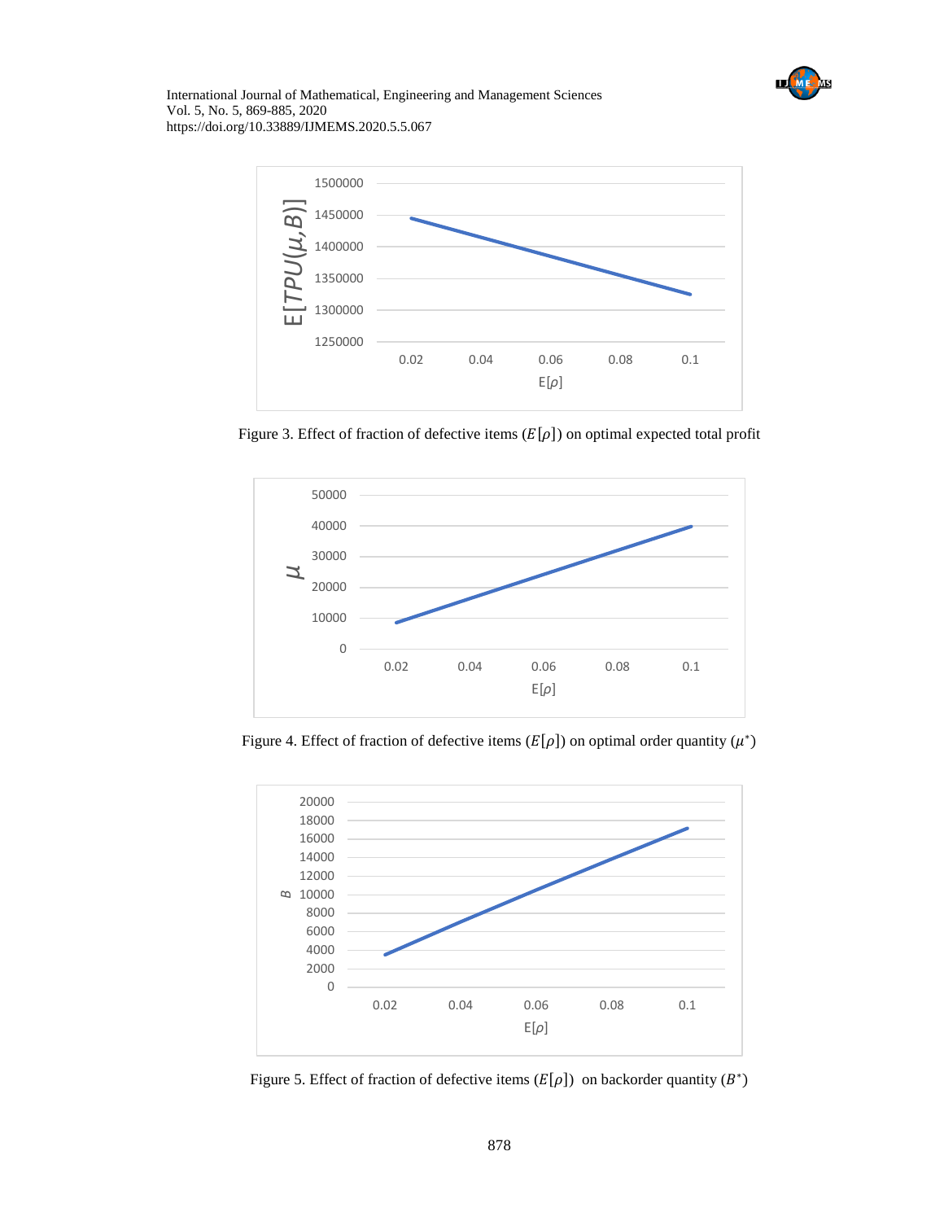Figure 3. Effect of fraction of defective items ($E[\rho]$) on optimal expected total profit

Figure 4. Effect of fraction of defective items ($E[\rho]$) on optimal order quantity ($\mu^*$)

Figure 5. Effect of fraction of defective items ($E[\rho]$) on backorder quantity ($B^*$)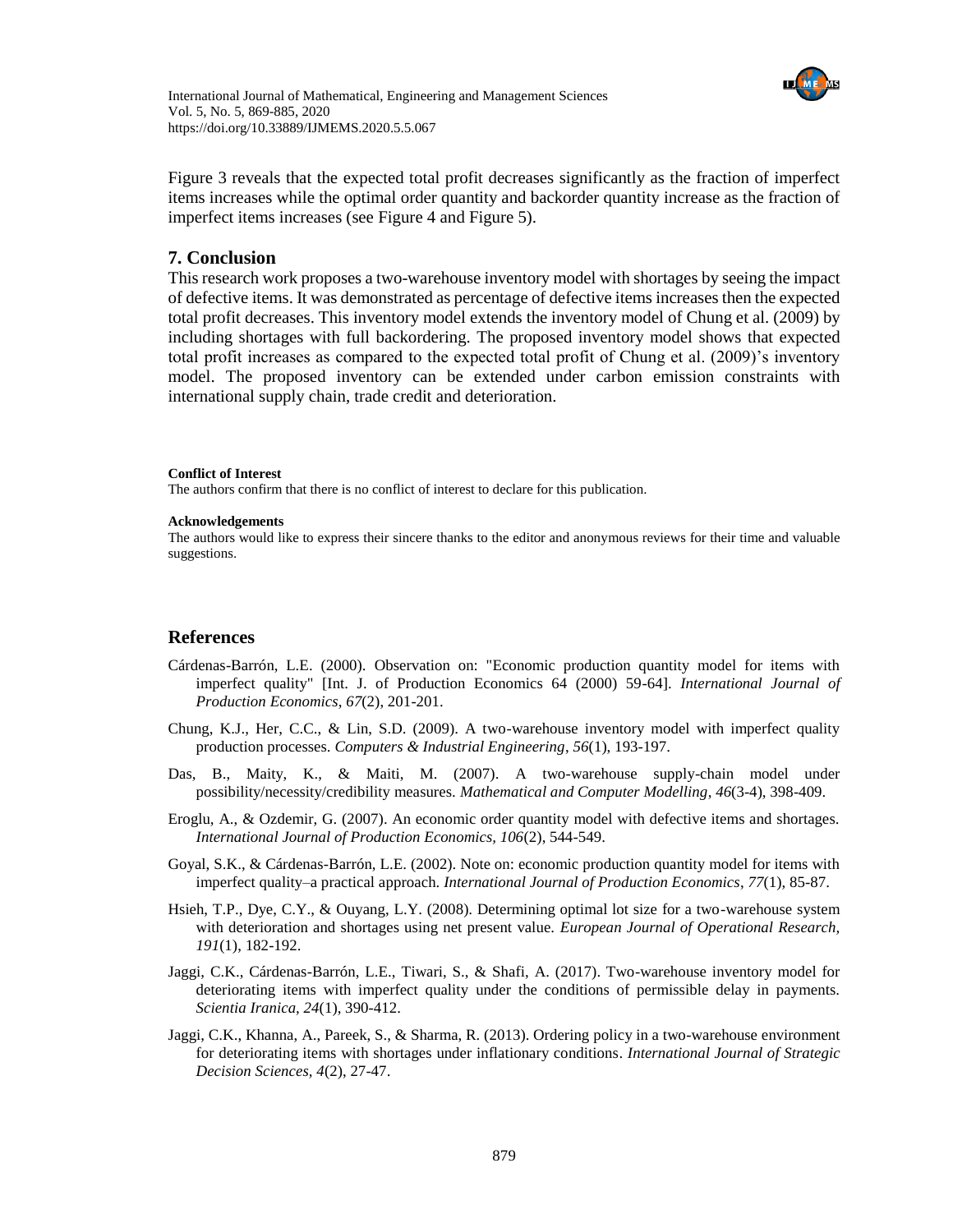Figure 3 reveals that the expected total profit decreases significantly as the fraction of imperfect items increases while the optimal order quantity and backorder quantity increase as the fraction of imperfect items increases (see Figure 4 and Figure 5).

## 7. Conclusion

This research work proposes a two-warehouse inventory model with shortages by seeing the impact of defective items. It was demonstrated as percentage of defective items increases then the expected total profit decreases. This inventory model extends the inventory model of Chung et al. (2009) by including shortages with full backordering. The proposed inventory model shows that expected total profit increases as compared to the expected total profit of Chung et al. (2009)'s inventory model. The proposed inventory can be extended under carbon emission constraints with international supply chain, trade credit and deterioration.

**Conflict of Interest**

The authors confirm that there is no conflict of interest to declare for this publication.

**Acknowledgements**

The authors would like to express their sincere thanks to the editor and anonymous reviews for their time and valuable suggestions.

## References

Cárdenas-Barrón, L.E. (2000). Observation on: "Economic production quantity model for items with imperfect quality" [Int. J. of Production Economics 64 (2000) 59-64]. *International Journal of Production Economics*, *67*(2), 201-201.

Chung, K.J., Her, C.C., & Lin, S.D. (2009). A two-warehouse inventory model with imperfect quality production processes. *Computers & Industrial Engineering*, *56*(1), 193-197.

Das, B., Maity, K., & Maiti, M. (2007). A two-warehouse supply-chain model under possibility/necessity/credibility measures. *Mathematical and Computer Modelling*, *46*(3-4), 398-409.

Eroglu, A., & Ozdemir, G. (2007). An economic order quantity model with defective items and shortages. *International Journal of Production Economics, 106*(2), 544-549.

Goyal, S.K., & Cárdenas-Barrón, L.E. (2002). Note on: economic production quantity model for items with imperfect quality–a practical approach. *International Journal of Production Economics*, *77*(1), 85-87.

Hsieh, T.P., Dye, C.Y., & Ouyang, L.Y. (2008). Determining optimal lot size for a two-warehouse system with deterioration and shortages using net present value. *European Journal of Operational Research*, *191*(1), 182-192.

Jaggi, C.K., Cárdenas-Barrón, L.E., Tiwari, S., & Shafi, A. (2017). Two-warehouse inventory model for deteriorating items with imperfect quality under the conditions of permissible delay in payments. *Scientia Iranica*, *24*(1), 390-412.

Jaggi, C.K., Khanna, A., Pareek, S., & Sharma, R. (2013). Ordering policy in a two-warehouse environment for deteriorating items with shortages under inflationary conditions. *International Journal of Strategic Decision Sciences*, *4*(2), 27-47.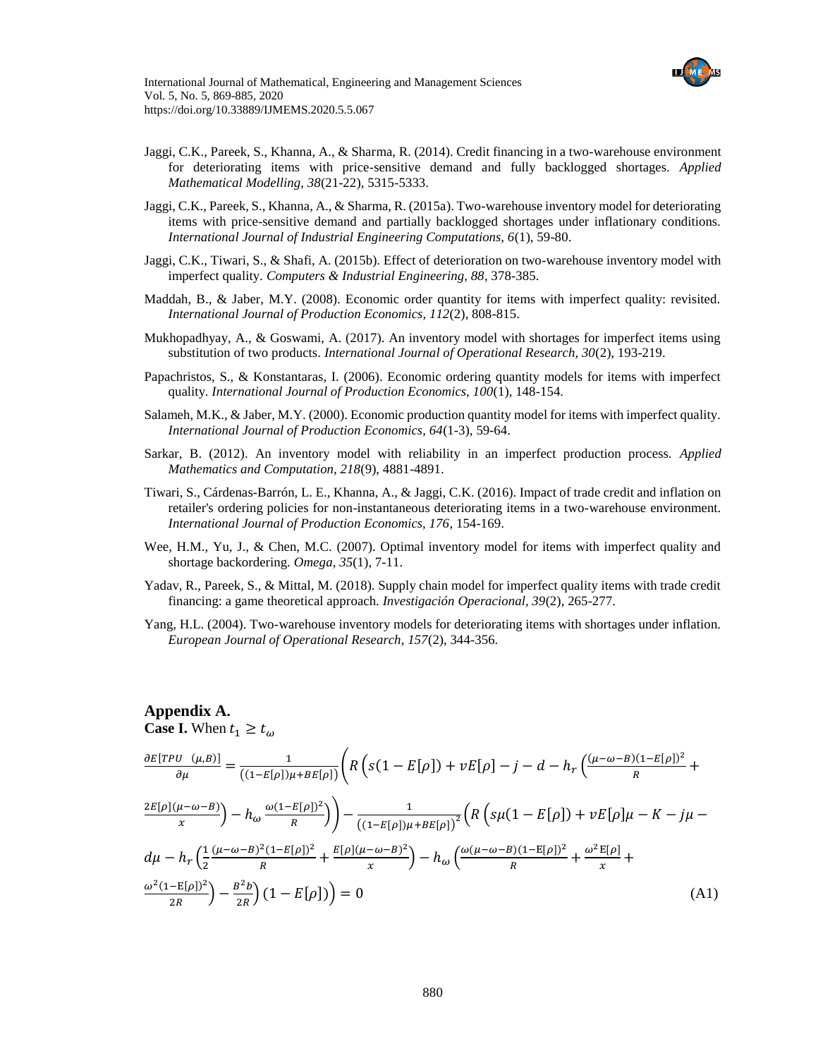Jaggi, C.K., Pareek, S., Khanna, A., & Sharma, R. (2014). Credit financing in a two-warehouse environment for deteriorating items with price-sensitive demand and fully backlogged shortages. *Applied Mathematical Modelling, 38*(21-22), 5315-5333.

Jaggi, C.K., Pareek, S., Khanna, A., & Sharma, R. (2015a). Two-warehouse inventory model for deteriorating items with price-sensitive demand and partially backlogged shortages under inflationary conditions. *International Journal of Industrial Engineering Computations, 6*(1), 59-80.

Jaggi, C.K., Tiwari, S., & Shafi, A. (2015b). Effect of deterioration on two-warehouse inventory model with imperfect quality. *Computers & Industrial Engineering, 88*, 378-385.

Maddah, B., & Jaber, M.Y. (2008). Economic order quantity for items with imperfect quality: revisited. *International Journal of Production Economics, 112*(2), 808-815.

Mukhopadhyay, A., & Goswami, A. (2017). An inventory model with shortages for imperfect items using substitution of two products. *International Journal of Operational Research, 30*(2), 193-219.

Papachristos, S., & Konstantaras, I. (2006). Economic ordering quantity models for items with imperfect quality. *International Journal of Production Economics, 100*(1), 148-154.

Salameh, M.K., & Jaber, M.Y. (2000). Economic production quantity model for items with imperfect quality. *International Journal of Production Economics, 64*(1-3), 59-64.

Sarkar, B. (2012). An inventory model with reliability in an imperfect production process. *Applied Mathematics and Computation, 218*(9), 4881-4891.

Tiwari, S., Cárdenas-Barrón, L. E., Khanna, A., & Jaggi, C.K. (2016). Impact of trade credit and inflation on retailer's ordering policies for non-instantaneous deteriorating items in a two-warehouse environment. *International Journal of Production Economics, 176*, 154-169.

Wee, H.M., Yu, J., & Chen, M.C. (2007). Optimal inventory model for items with imperfect quality and shortage backordering. *Omega, 35*(1), 7-11.

Yadav, R., Pareek, S., & Mittal, M. (2018). Supply chain model for imperfect quality items with trade credit financing: a game theoretical approach. *Investigación Operacional, 39*(2), 265-277.

Yang, H.L. (2004). Two-warehouse inventory models for deteriorating items with shortages under inflation. *European Journal of Operational Research, 157*(2), 344-356.

## Appendix A.

**Case I.** When $t_1 \geq t_\omega$

$$
\begin{aligned}
\frac{\partial E[TPU\ \ (\mu,B)]}{\partial \mu} &= \frac{1}{\left((1-E[\rho])\mu+BE[\rho]\right)}\left(R\left(s(1-E[\rho])+vE[\rho]-j-d-h_r\left(\frac{(\mu-\omega-B)(1-E[\rho])^2}{R}+\right.\right.\right.\\
&\left.\left.\left.\frac{2E[\rho](\mu-\omega-B)}{x}\right)-h_\omega\,\frac{\omega(1-E[\rho])^2}{R}\right)\right)-\frac{1}{\left((1-E[\rho])\mu+BE[\rho]\right)^2}\left(R\left(s\mu(1-E[\rho])+vE[\rho]\mu-K-j\mu-\right.\right.\\
&d\mu-h_r\left(\frac{1}{2}\frac{(\mu-\omega-B)^2(1-E[\rho])^2}{R}+\frac{E[\rho](\mu-\omega-B)^2}{x}\right)-h_\omega\left(\frac{\omega(\mu-\omega-B)(1-\mathrm{E}[\rho])^2}{R}+\frac{\omega^2\,\mathrm{E}[\rho]}{x}+\right.\\
&\left.\left.\left.\frac{\omega^2(1-\mathrm{E}[\rho])^2}{2R}\right)-\frac{B^2b}{2R}\right)(1-E[\rho])\right)=0
\end{aligned} \tag{A1}
$$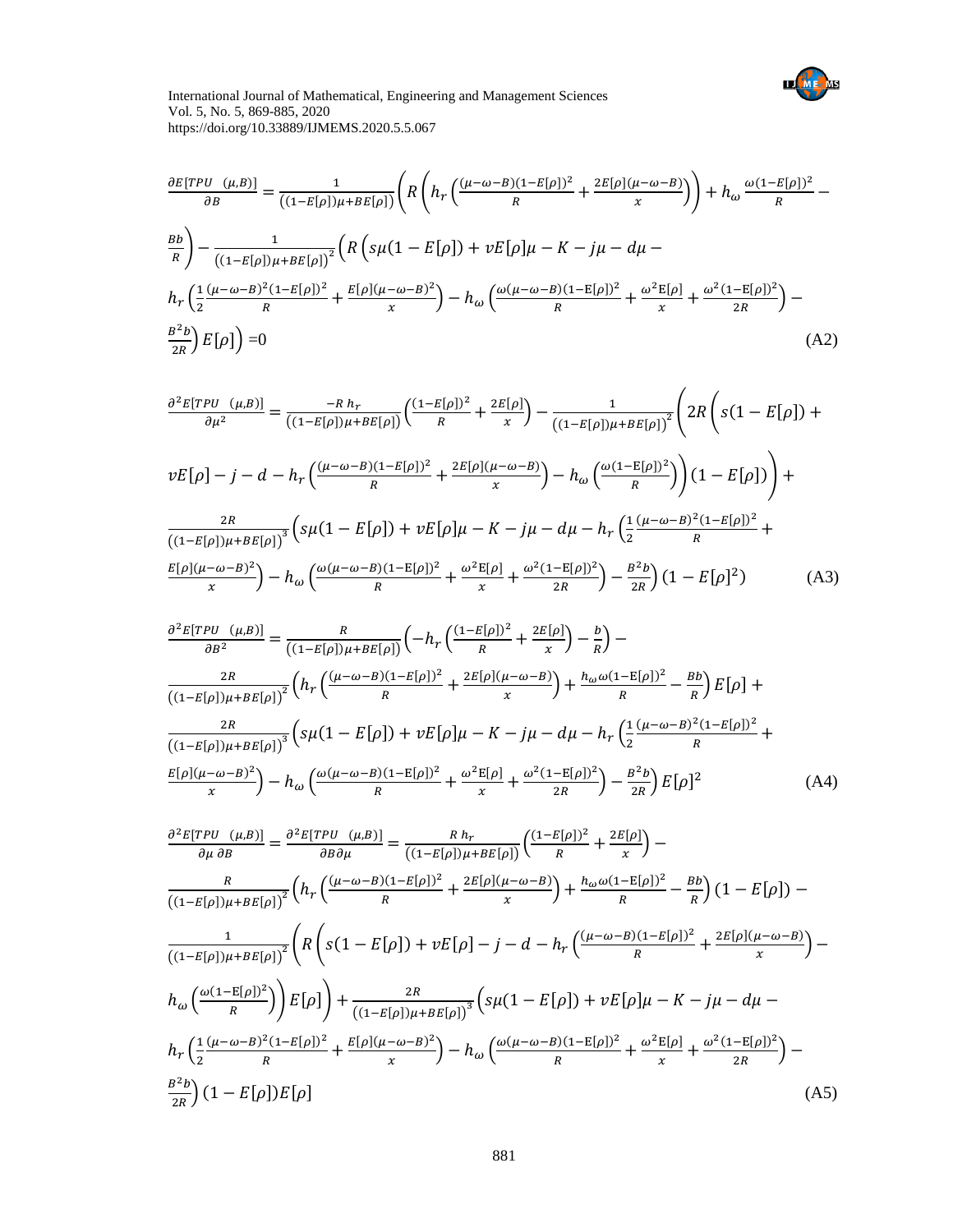$$\frac{\partial E[TPU\ \ (\mu,B)]}{\partial B} = \frac{1}{((1-E[\rho])\mu+BE[\rho])}\left(R\left(h_r\left(\frac{(\mu-\omega-B)(1-E[\rho])^2}{R}+\frac{2E[\rho](\mu-\omega-B)}{x}\right)\right)+h_\omega\frac{\omega(1-E[\rho])^2}{R}-\frac{Bb}{R}\right)-\frac{1}{((1-E[\rho])\mu+BE[\rho])^2}\left(R\left(s\mu(1-E[\rho])+vE[\rho]\mu-K-j\mu-d\mu-h_r\left(\frac{1}{2}\frac{(\mu-\omega-B)^2(1-E[\rho])^2}{R}+\frac{E[\rho](\mu-\omega-B)^2}{x}\right)-h_\omega\left(\frac{\omega(\mu-\omega-B)(1-E[\rho])^2}{R}+\frac{\omega^2E[\rho]}{x}+\frac{\omega^2(1-E[\rho])^2}{2R}\right)-\frac{B^2b}{2R}\right)E[\rho]\right)=0 \tag{A2}$$

$$\frac{\partial^2 E[TPU\ \ (\mu,B)]}{\partial \mu^2} = \frac{-R\,h_r}{((1-E[\rho])\mu+BE[\rho])}\left(\frac{(1-E[\rho])^2}{R}+\frac{2E[\rho]}{x}\right)-\frac{1}{((1-E[\rho])\mu+BE[\rho])^2}\left(2R\left(s(1-E[\rho])+vE[\rho]-j-d-h_r\left(\frac{(\mu-\omega-B)(1-E[\rho])^2}{R}+\frac{2E[\rho](\mu-\omega-B)}{x}\right)-h_\omega\left(\frac{\omega(1-E[\rho])^2}{R}\right)\right)(1-E[\rho])\right)+\frac{2R}{((1-E[\rho])\mu+BE[\rho])^3}\left(s\mu(1-E[\rho])+vE[\rho]\mu-K-j\mu-d\mu-h_r\left(\frac{1}{2}\frac{(\mu-\omega-B)^2(1-E[\rho])^2}{R}+\frac{E[\rho](\mu-\omega-B)^2}{x}\right)-h_\omega\left(\frac{\omega(\mu-\omega-B)(1-E[\rho])^2}{R}+\frac{\omega^2E[\rho]}{x}+\frac{\omega^2(1-E[\rho])^2}{2R}\right)-\frac{B^2b}{2R}\right)(1-E[\rho]^2) \tag{A3}$$

$$\frac{\partial^2 E[TPU\ \ (\mu,B)]}{\partial B^2} = \frac{R}{((1-E[\rho])\mu+BE[\rho])}\left(-h_r\left(\frac{(1-E[\rho])^2}{R}+\frac{2E[\rho]}{x}\right)-\frac{b}{R}\right)-\frac{2R}{((1-E[\rho])\mu+BE[\rho])^2}\left(h_r\left(\frac{(\mu-\omega-B)(1-E[\rho])^2}{R}+\frac{2E[\rho](\mu-\omega-B)}{x}\right)+\frac{h_\omega\omega(1-E[\rho])^2}{R}-\frac{Bb}{R}\right)E[\rho]+\frac{2R}{((1-E[\rho])\mu+BE[\rho])^3}\left(s\mu(1-E[\rho])+vE[\rho]\mu-K-j\mu-d\mu-h_r\left(\frac{1}{2}\frac{(\mu-\omega-B)^2(1-E[\rho])^2}{R}+\frac{E[\rho](\mu-\omega-B)^2}{x}\right)-h_\omega\left(\frac{\omega(\mu-\omega-B)(1-E[\rho])^2}{R}+\frac{\omega^2E[\rho]}{x}+\frac{\omega^2(1-E[\rho])^2}{2R}\right)-\frac{B^2b}{2R}\right)E[\rho]^2 \tag{A4}$$

$$\frac{\partial^2 E[TPU\ \ (\mu,B)]}{\partial \mu\,\partial B} = \frac{\partial^2 E[TPU\ \ (\mu,B)]}{\partial B\partial \mu} = \frac{R\,h_r}{((1-E[\rho])\mu+BE[\rho])}\left(\frac{(1-E[\rho])^2}{R}+\frac{2E[\rho]}{x}\right)-\frac{R}{((1-E[\rho])\mu+BE[\rho])^2}\left(h_r\left(\frac{(\mu-\omega-B)(1-E[\rho])^2}{R}+\frac{2E[\rho](\mu-\omega-B)}{x}\right)+\frac{h_\omega\omega(1-E[\rho])^2}{R}-\frac{Bb}{R}\right)(1-E[\rho])-\frac{1}{((1-E[\rho])\mu+BE[\rho])^2}\left(R\left(s(1-E[\rho])+vE[\rho]-j-d-h_r\left(\frac{(\mu-\omega-B)(1-E[\rho])^2}{R}+\frac{2E[\rho](\mu-\omega-B)}{x}\right)-h_\omega\left(\frac{\omega(1-E[\rho])^2}{R}\right)\right)E[\rho]\right)+\frac{2R}{((1-E[\rho])\mu+BE[\rho])^3}\left(s\mu(1-E[\rho])+vE[\rho]\mu-K-j\mu-d\mu-h_r\left(\frac{1}{2}\frac{(\mu-\omega-B)^2(1-E[\rho])^2}{R}+\frac{E[\rho](\mu-\omega-B)^2}{x}\right)-h_\omega\left(\frac{\omega(\mu-\omega-B)(1-E[\rho])^2}{R}+\frac{\omega^2E[\rho]}{x}+\frac{\omega^2(1-E[\rho])^2}{2R}\right)-\frac{B^2b}{2R}\right)(1-E[\rho])E[\rho] \tag{A5}$$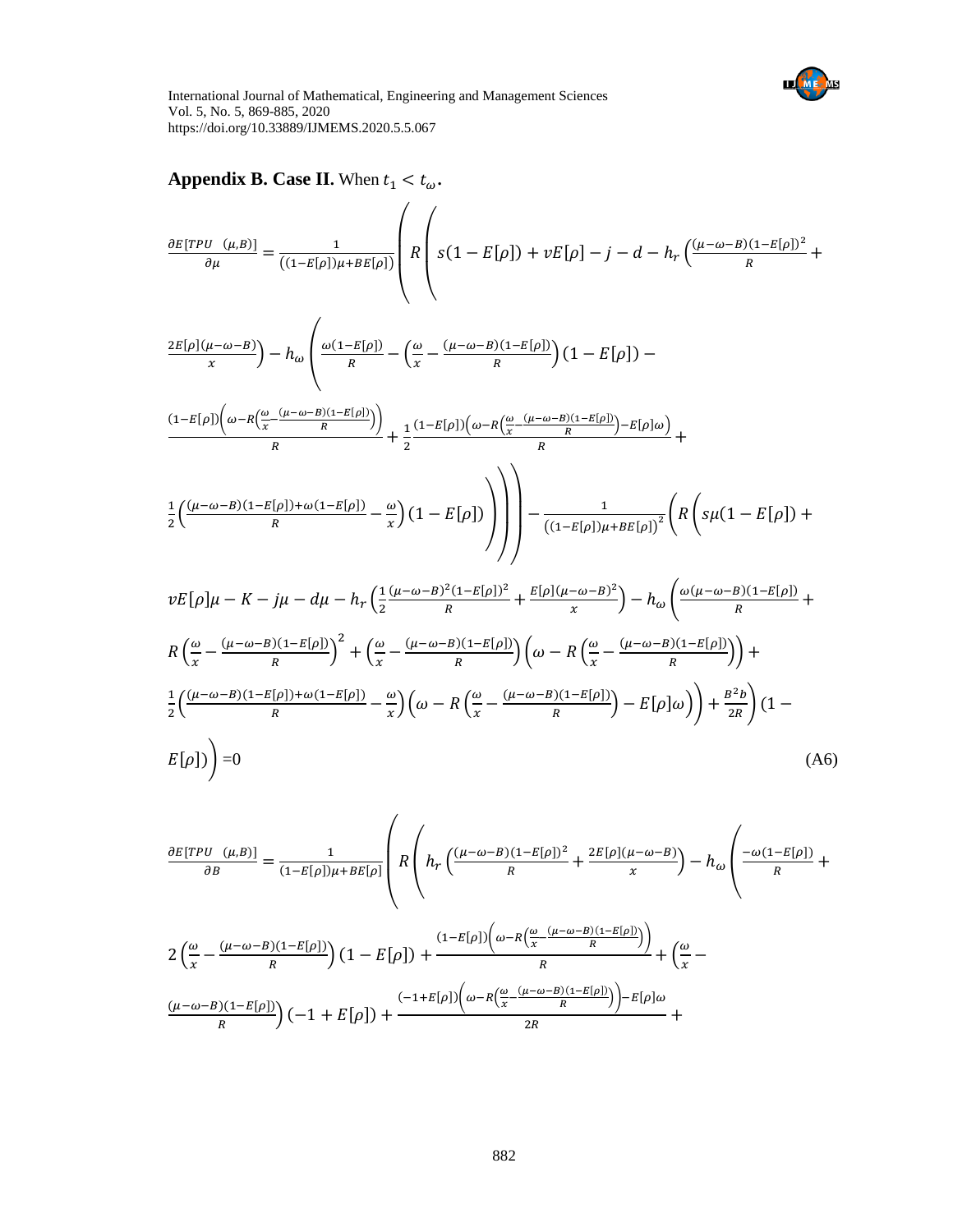**Appendix B. Case II.** When $t_1 < t_\omega$.

$$\frac{\partial E[TPU\ \ (\mu,B)]}{\partial \mu} = \frac{1}{((1-E[\rho])\mu+BE[\rho])}\left(R\left(s(1-E[\rho])+vE[\rho]-j-d-h_r\left(\frac{(\mu-\omega-B)(1-E[\rho])^2}{R}+\frac{2E[\rho](\mu-\omega-B)}{x}\right)-h_\omega\left(\frac{\omega(1-E[\rho])}{R}-\left(\frac{\omega}{x}-\frac{(\mu-\omega-B)(1-E[\rho])}{R}\right)(1-E[\rho])-\frac{(1-E[\rho])\left(\omega-R\left(\frac{\omega}{x}-\frac{(\mu-\omega-B)(1-E[\rho])}{R}\right)\right)}{R}+\frac{1}{2}\frac{(1-E[\rho])\left(\omega-R\left(\frac{\omega}{x}-\frac{(\mu-\omega-B)(1-E[\rho])}{R}\right)-E[\rho]\omega\right)}{R}+\frac{1}{2}\left(\frac{(\mu-\omega-B)(1-E[\rho])+\omega(1-E[\rho])}{R}-\frac{\omega}{x}\right)(1-E[\rho])\right)\right)\right)-\frac{1}{((1-E[\rho])\mu+BE[\rho])^2}\left(R\left(s\mu(1-E[\rho])+vE[\rho]\mu-K-j\mu-d\mu-h_r\left(\frac{1}{2}\frac{(\mu-\omega-B)^2(1-E[\rho])^2}{R}+\frac{E[\rho](\mu-\omega-B)^2}{x}\right)-h_\omega\left(\frac{\omega(\mu-\omega-B)(1-E[\rho])}{R}+R\left(\frac{\omega}{x}-\frac{(\mu-\omega-B)(1-E[\rho])}{R}\right)^2+\left(\frac{\omega}{x}-\frac{(\mu-\omega-B)(1-E[\rho])}{R}\right)\left(\omega-R\left(\frac{\omega}{x}-\frac{(\mu-\omega-B)(1-E[\rho])}{R}\right)\right)+\frac{1}{2}\left(\frac{(\mu-\omega-B)(1-E[\rho])+\omega(1-E[\rho])}{R}-\frac{\omega}{x}\right)\left(\omega-R\left(\frac{\omega}{x}-\frac{(\mu-\omega-B)(1-E[\rho])}{R}\right)-E[\rho]\omega\right)\right)+\frac{B^2b}{2R}\right)(1-E[\rho])\right)=0 \tag{A6}$$

$$\frac{\partial E[TPU\ \ (\mu,B)]}{\partial B} = \frac{1}{(1-E[\rho])\mu+BE[\rho]}\left(R\left(h_r\left(\frac{(\mu-\omega-B)(1-E[\rho])^2}{R}+\frac{2E[\rho](\mu-\omega-B)}{x}\right)-h_\omega\left(\frac{-\omega(1-E[\rho])}{R}+2\left(\frac{\omega}{x}-\frac{(\mu-\omega-B)(1-E[\rho])}{R}\right)(1-E[\rho])+\frac{(1-E[\rho])\left(\omega-R\left(\frac{\omega}{x}-\frac{(\mu-\omega-B)(1-E[\rho])}{R}\right)\right)}{R}+\left(\frac{\omega}{x}-\frac{(\mu-\omega-B)(1-E[\rho])}{R}\right)(-1+E[\rho])+\frac{(-1+E[\rho])\left(\omega-R\left(\frac{\omega}{x}-\frac{(\mu-\omega-B)(1-E[\rho])}{R}\right)\right)-E[\rho]\omega}{2R}+\right.\right.\right.$$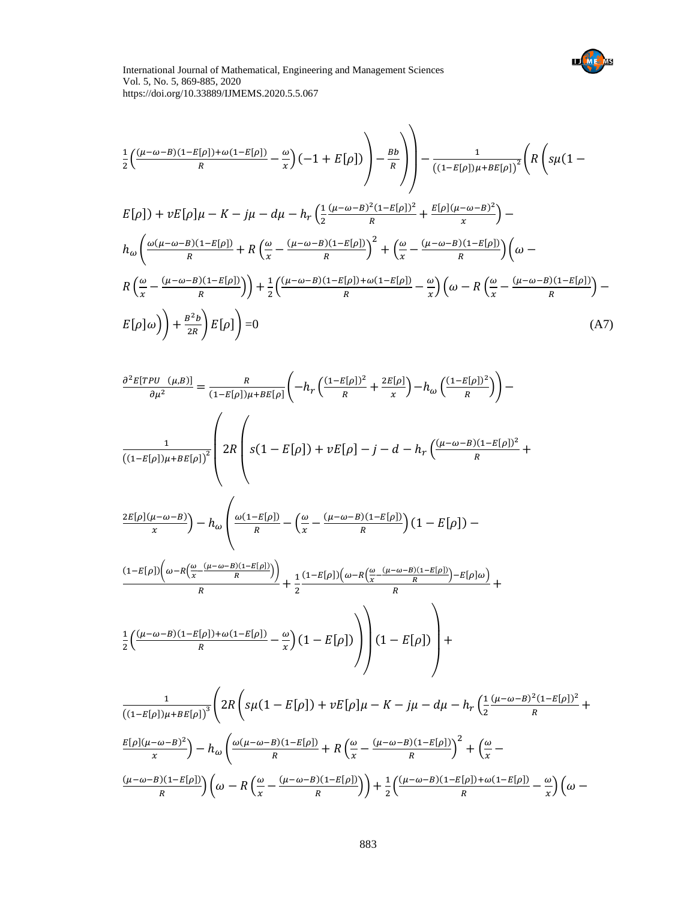$$\frac{1}{2}\left(\frac{(\mu-\omega-B)(1-E[\rho])+\omega(1-E[\rho])}{R}-\frac{\omega}{x}\right)(-1+E[\rho])\Bigg)-\frac{Bb}{R}\Bigg)\Bigg)-\frac{1}{\left((1-E[\rho])\mu+BE[\rho]\right)^2}\Bigg(R\Bigg(s\mu(1-$$

$$E[\rho])+vE[\rho]\mu-K-j\mu-d\mu-h_r\left(\frac{1}{2}\frac{(\mu-\omega-B)^2(1-E[\rho])^2}{R}+\frac{E[\rho](\mu-\omega-B)^2}{x}\right)-$$

$$h_\omega\left(\frac{\omega(\mu-\omega-B)(1-E[\rho])}{R}+R\left(\frac{\omega}{x}-\frac{(\mu-\omega-B)(1-E[\rho])}{R}\right)^2+\left(\frac{\omega}{x}-\frac{(\mu-\omega-B)(1-E[\rho])}{R}\right)\Bigg(\omega-\right.$$

$$R\left(\frac{\omega}{x}-\frac{(\mu-\omega-B)(1-E[\rho])}{R}\right)\Bigg)+\frac{1}{2}\left(\frac{(\mu-\omega-B)(1-E[\rho])+\omega(1-E[\rho])}{R}-\frac{\omega}{x}\right)\left(\omega-R\left(\frac{\omega}{x}-\frac{(\mu-\omega-B)(1-E[\rho])}{R}\right)-\right.$$

$$\left.\left.E[\rho]\omega\right)\Bigg)+\frac{B^2b}{2R}\right)E[\rho]\Bigg)=0 \tag{A7}$$

$$\frac{\partial^2 E[TPU\ \ (\mu,B)]}{\partial\mu^2}=\frac{R}{(1-E[\rho])\mu+BE[\rho]}\left(-h_r\left(\frac{(1-E[\rho])^2}{R}+\frac{2E[\rho]}{x}\right)-h_\omega\left(\frac{(1-E[\rho])^2}{R}\right)\right)-$$

$$\frac{1}{\left((1-E[\rho])\mu+BE[\rho]\right)^2}\Bigg(2R\Bigg(s(1-E[\rho])+vE[\rho]-j-d-h_r\left(\frac{(\mu-\omega-B)(1-E[\rho])^2}{R}+\right.$$

$$\left.\frac{2E[\rho](\mu-\omega-B)}{x}\right)-h_\omega\Bigg(\frac{\omega(1-E[\rho])}{R}-\left(\frac{\omega}{x}-\frac{(\mu-\omega-B)(1-E[\rho])}{R}\right)(1-E[\rho])-$$

$$\frac{(1-E[\rho])\left(\omega-R\left(\frac{\omega}{x}-\frac{(\mu-\omega-B)(1-E[\rho])}{R}\right)\right)}{R}+\frac{1}{2}\frac{(1-E[\rho])\left(\omega-R\left(\frac{\omega}{x}-\frac{(\mu-\omega-B)(1-E[\rho])}{R}\right)-E[\rho]\omega\right)}{R}+$$

$$\frac{1}{2}\left(\frac{(\mu-\omega-B)(1-E[\rho])+\omega(1-E[\rho])}{R}-\frac{\omega}{x}\right)(1-E[\rho])\Bigg)\Bigg)(1-E[\rho])\Bigg)+$$

$$\frac{1}{\left((1-E[\rho])\mu+BE[\rho]\right)^3}\Bigg(2R\Bigg(s\mu(1-E[\rho])+vE[\rho]\mu-K-j\mu-d\mu-h_r\Bigg(\frac{1}{2}\frac{(\mu-\omega-B)^2(1-E[\rho])^2}{R}+$$

$$\left.\frac{E[\rho](\mu-\omega-B)^2}{x}\right)-h_\omega\left(\frac{\omega(\mu-\omega-B)(1-E[\rho])}{R}+R\left(\frac{\omega}{x}-\frac{(\mu-\omega-B)(1-E[\rho])}{R}\right)^2+\left(\frac{\omega}{x}-\right.\right.$$

$$\left.\frac{(\mu-\omega-B)(1-E[\rho])}{R}\right)\left(\omega-R\left(\frac{\omega}{x}-\frac{(\mu-\omega-B)(1-E[\rho])}{R}\right)\right)+\frac{1}{2}\left(\frac{(\mu-\omega-B)(1-E[\rho])+\omega(1-E[\rho])}{R}-\frac{\omega}{x}\right)\Bigg(\omega-$$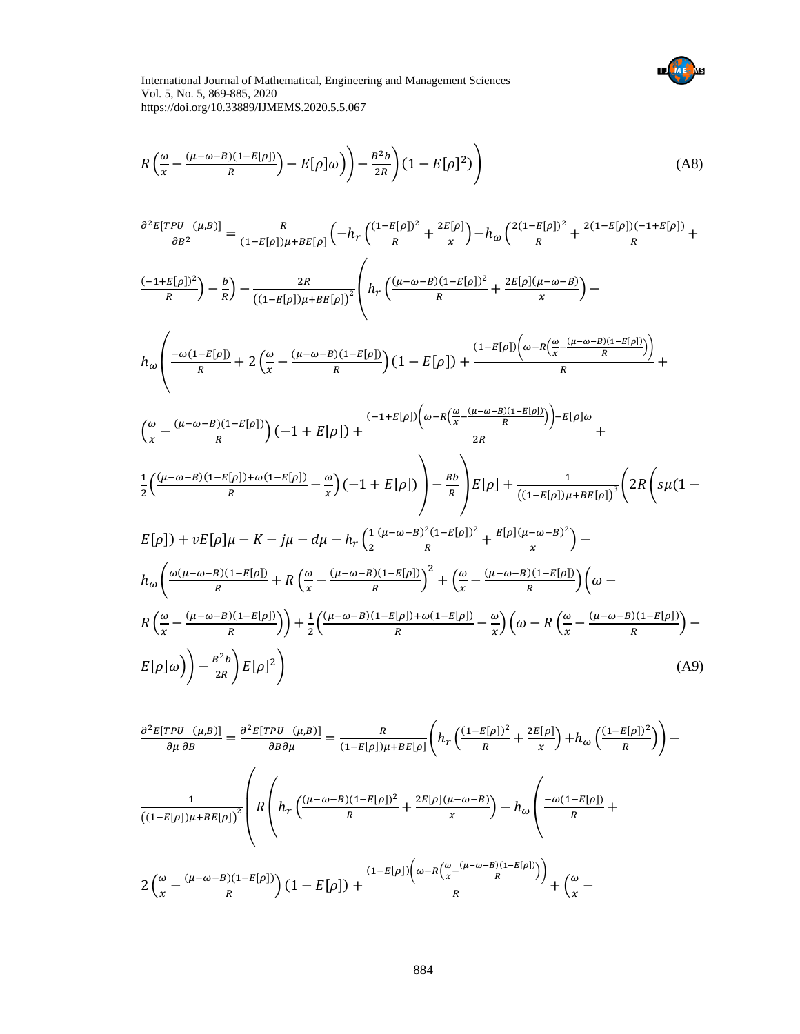$$R\left(\frac{\omega}{x}-\frac{(\mu-\omega-B)(1-E[\rho])}{R}\right)-E[\rho]\omega\Bigg)\Bigg)-\frac{B^2b}{2R}\Bigg)(1-E[\rho]^2)\Bigg) \tag{A8}$$

$$\frac{\partial^2 E[TPU\ \ (\mu,B)]}{\partial B^2}=\frac{R}{(1-E[\rho])\mu+BE[\rho]}\left(-h_r\left(\frac{(1-E[\rho])^2}{R}+\frac{2E[\rho]}{x}\right)-h_\omega\left(\frac{2(1-E[\rho])^2}{R}+\frac{2(1-E[\rho])(-1+E[\rho])}{R}+\frac{(-1+E[\rho])^2}{R}\right)-\frac{b}{R}\right)-\frac{2R}{\left((1-E[\rho])\mu+BE[\rho]\right)^2}\Bigg(h_r\left(\frac{(\mu-\omega-B)(1-E[\rho])^2}{R}+\frac{2E[\rho](\mu-\omega-B)}{x}\right)-$$

$$h_\omega\Bigg(\frac{-\omega(1-E[\rho])}{R}+2\left(\frac{\omega}{x}-\frac{(\mu-\omega-B)(1-E[\rho])}{R}\right)(1-E[\rho])+\frac{(1-E[\rho])\left(\omega-R\left(\frac{\omega}{x}-\frac{(\mu-\omega-B)(1-E[\rho])}{R}\right)\right)}{R}+$$

$$\left(\frac{\omega}{x}-\frac{(\mu-\omega-B)(1-E[\rho])}{R}\right)(-1+E[\rho])+\frac{(-1+E[\rho])\left(\omega-R\left(\frac{\omega}{x}-\frac{(\mu-\omega-B)(1-E[\rho])}{R}\right)\right)-E[\rho]\omega}{2R}+$$

$$\frac{1}{2}\left(\frac{(\mu-\omega-B)(1-E[\rho])+\omega(1-E[\rho])}{R}-\frac{\omega}{x}\right)(-1+E[\rho])\Bigg)-\frac{Bb}{R}\Bigg)E[\rho]+\frac{1}{\left((1-E[\rho])\mu+BE[\rho]\right)^3}\Bigg(2R\Bigg(s\mu(1-$$

$$E[\rho])+vE[\rho]\mu-K-j\mu-d\mu-h_r\left(\frac{1}{2}\frac{(\mu-\omega-B)^2(1-E[\rho])^2}{R}+\frac{E[\rho](\mu-\omega-B)^2}{x}\right)-$$

$$h_\omega\Bigg(\frac{\omega(\mu-\omega-B)(1-E[\rho])}{R}+R\left(\frac{\omega}{x}-\frac{(\mu-\omega-B)(1-E[\rho])}{R}\right)^2+\left(\frac{\omega}{x}-\frac{(\mu-\omega-B)(1-E[\rho])}{R}\right)\Bigg(\omega-$$

$$R\left(\frac{\omega}{x}-\frac{(\mu-\omega-B)(1-E[\rho])}{R}\right)\Bigg)+\frac{1}{2}\left(\frac{(\mu-\omega-B)(1-E[\rho])+\omega(1-E[\rho])}{R}-\frac{\omega}{x}\right)\left(\omega-R\left(\frac{\omega}{x}-\frac{(\mu-\omega-B)(1-E[\rho])}{R}\right)-\right.$$

$$\left.E[\rho]\omega\right)\Bigg)-\frac{B^2b}{2R}\Bigg)E[\rho]^2\Bigg) \tag{A9}$$

$$\frac{\partial^2 E[TPU\ \ (\mu,B)]}{\partial\mu\ \partial B}=\frac{\partial^2 E[TPU\ \ (\mu,B)]}{\partial B\partial\mu}=\frac{R}{(1-E[\rho])\mu+BE[\rho]}\left(h_r\left(\frac{(1-E[\rho])^2}{R}+\frac{2E[\rho]}{x}\right)+h_\omega\left(\frac{(1-E[\rho])^2}{R}\right)\right)-$$

$$\frac{1}{\left((1-E[\rho])\mu+BE[\rho]\right)^2}\Bigg(R\Bigg(h_r\left(\frac{(\mu-\omega-B)(1-E[\rho])^2}{R}+\frac{2E[\rho](\mu-\omega-B)}{x}\right)-h_\omega\Bigg(\frac{-\omega(1-E[\rho])}{R}+$$

$$2\left(\frac{\omega}{x}-\frac{(\mu-\omega-B)(1-E[\rho])}{R}\right)(1-E[\rho])+\frac{(1-E[\rho])\left(\omega-R\left(\frac{\omega}{x}-\frac{(\mu-\omega-B)(1-E[\rho])}{R}\right)\right)}{R}+\Bigg(\frac{\omega}{x}-$$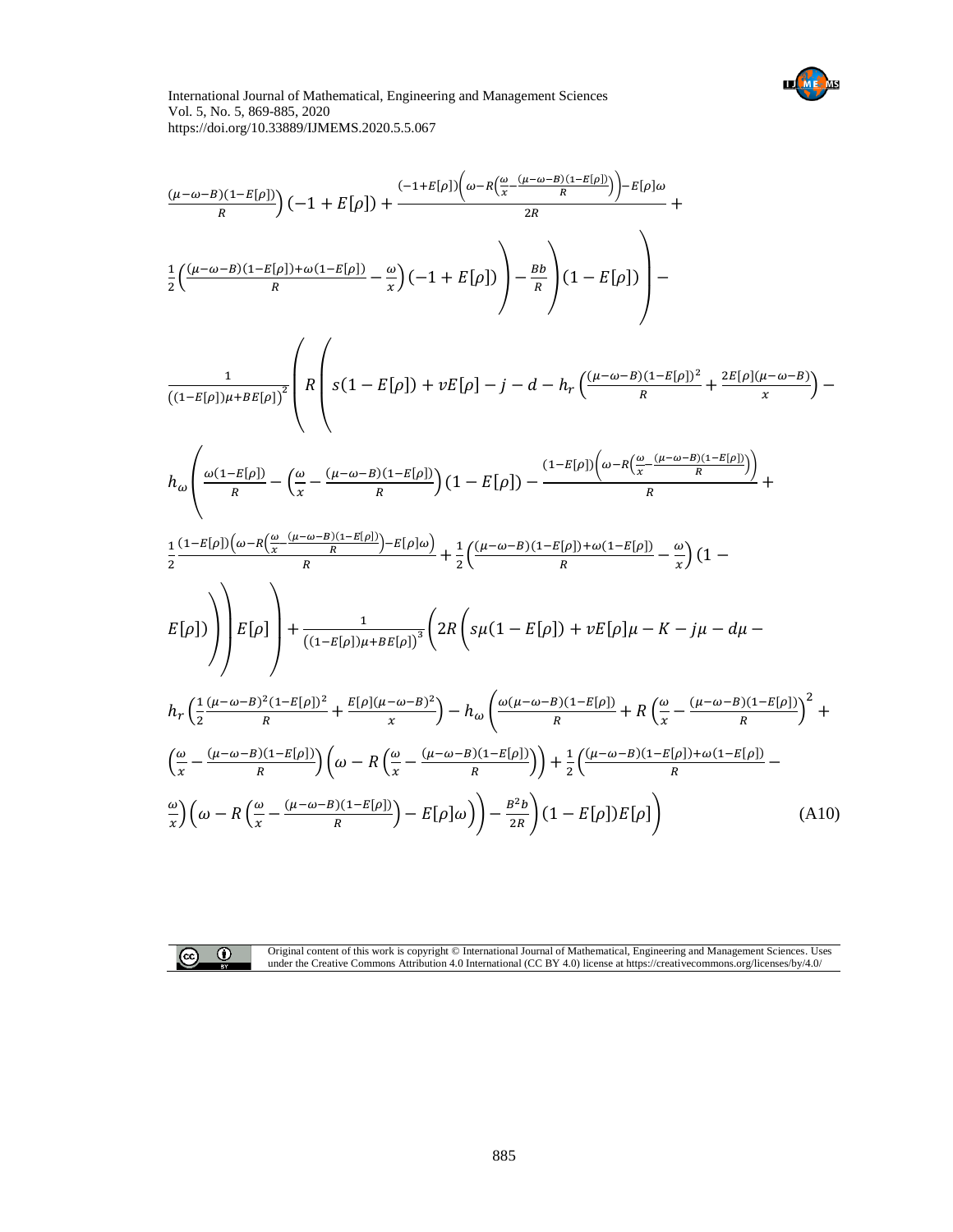$$\frac{(\mu-\omega-B)(1-E[\rho])}{R}\Big)(-1+E[\rho])+\frac{(-1+E[\rho])\left(\omega-R\left(\frac{\omega}{x}-\frac{(\mu-\omega-B)(1-E[\rho])}{R}\right)\right)-E[\rho]\omega}{2R}+$$

$$\frac{1}{2}\left(\frac{(\mu-\omega-B)(1-E[\rho])+\omega(1-E[\rho])}{R}-\frac{\omega}{x}\right)(-1+E[\rho])\Bigg)-\frac{Bb}{R}\Bigg)(1-E[\rho])\Bigg)-$$

$$\frac{1}{\left((1-E[\rho])\mu+BE[\rho]\right)^2}\Bigg(R\Bigg(s(1-E[\rho])+vE[\rho]-j-d-h_r\left(\frac{(\mu-\omega-B)(1-E[\rho])^2}{R}+\frac{2E[\rho](\mu-\omega-B)}{x}\right)-$$

$$h_\omega\Bigg(\frac{\omega(1-E[\rho])}{R}-\left(\frac{\omega}{x}-\frac{(\mu-\omega-B)(1-E[\rho])}{R}\right)(1-E[\rho])-\frac{(1-E[\rho])\left(\omega-R\left(\frac{\omega}{x}-\frac{(\mu-\omega-B)(1-E[\rho])}{R}\right)\right)}{R}+$$

$$\frac{1}{2}\frac{(1-E[\rho])\left(\omega-R\left(\frac{\omega}{x}-\frac{(\mu-\omega-B)(1-E[\rho])}{R}\right)-E[\rho]\omega\right)}{R}+\frac{1}{2}\left(\frac{(\mu-\omega-B)(1-E[\rho])+\omega(1-E[\rho])}{R}-\frac{\omega}{x}\right)(1-$$

$$E[\rho])\Bigg)\Bigg)E[\rho]\Bigg)+\frac{1}{\left((1-E[\rho])\mu+BE[\rho]\right)^3}\Bigg(2R\Bigg(s\mu(1-E[\rho])+vE[\rho]\mu-K-j\mu-d\mu-$$

$$h_r\left(\frac{1}{2}\frac{(\mu-\omega-B)^2(1-E[\rho])^2}{R}+\frac{E[\rho](\mu-\omega-B)^2}{x}\right)-h_\omega\Bigg(\frac{\omega(\mu-\omega-B)(1-E[\rho])}{R}+R\left(\frac{\omega}{x}-\frac{(\mu-\omega-B)(1-E[\rho])}{R}\right)^2+$$

$$\left(\frac{\omega}{x}-\frac{(\mu-\omega-B)(1-E[\rho])}{R}\right)\left(\omega-R\left(\frac{\omega}{x}-\frac{(\mu-\omega-B)(1-E[\rho])}{R}\right)\right)+\frac{1}{2}\Bigg(\frac{(\mu-\omega-B)(1-E[\rho])+\omega(1-E[\rho])}{R}-$$

$$\frac{\omega}{x}\Bigg)\left(\omega-R\left(\frac{\omega}{x}-\frac{(\mu-\omega-B)(1-E[\rho])}{R}\right)-E[\rho]\omega\right)\Bigg)-\frac{B^2b}{2R}\Bigg)(1-E[\rho])E[\rho]\Bigg) \tag{A10}$$